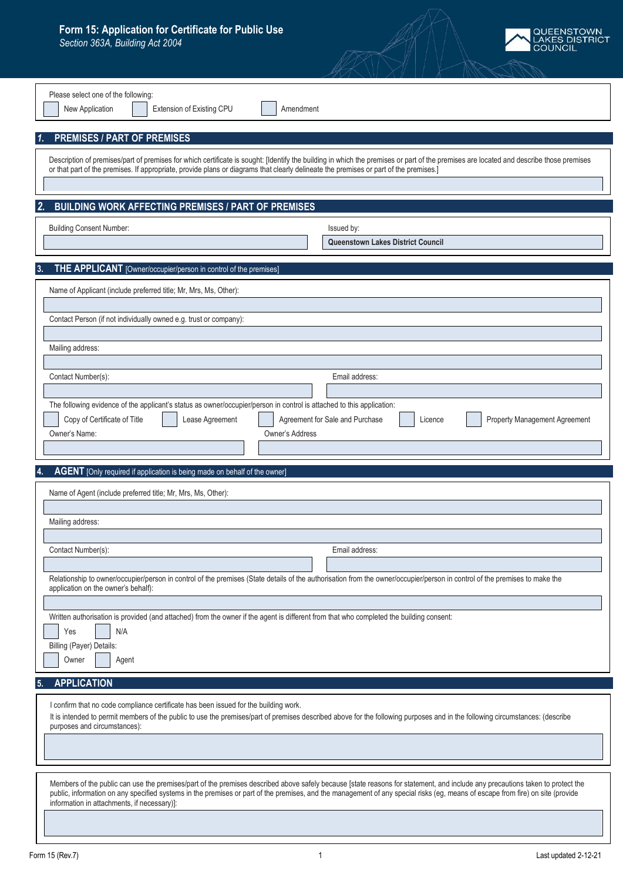# Form 15: Application for Certificate for Public Use

*Section 363A, Building Act 2004*

QUEENSTOWN LAKES DISTRICT COUNCIL

Please select one of the following:

☐ New Application ☐ Extension of Existing CPU ☐ Amendment

## 1. PREMISES / PART OF PREMISES

Description of premises/part of premises for which certificate is sought: [Identify the building in which the premises or part of the premises are located and describe those premises or that part of the premises. If appropriate, provide plans or diagrams that clearly delineate the premises or part of the premises.]

## 2. BUILDING WORK AFFECTING PREMISES / PART OF PREMISES

Building Consent Number:

Issued by: **Queenstown Lakes District Council**

## 3. THE APPLICANT [Owner/occupier/person in control of the premises]

Name of Applicant (include preferred title; Mr, Mrs, Ms, Other):

Contact Person (if not individually owned e.g. trust or company):

Mailing address:

Contact Number(s):

Email address:

The following evidence of the applicant's status as owner/occupier/person in control is attached to this application:

☐ Copy of Certificate of Title ☐ Lease Agreement ☐ Agreement for Sale and Purchase ☐ Licence ☐ Property Management Agreement

Owner's Name:

Owner's Address

## 4. AGENT [Only required if application is being made on behalf of the owner]

Name of Agent (include preferred title; Mr, Mrs, Ms, Other):

Mailing address:

Contact Number(s):

Email address:

Relationship to owner/occupier/person in control of the premises (State details of the authorisation from the owner/occupier/person in control of the premises to make the application on the owner's behalf):

Written authorisation is provided (and attached) from the owner if the agent is different from that who completed the building consent:

☐ Yes ☐ N/A

Billing (Payer) Details:

☐ Owner ☐ Agent

## 5. APPLICATION

I confirm that no code compliance certificate has been issued for the building work.

It is intended to permit members of the public to use the premises/part of premises described above for the following purposes and in the following circumstances: (describe purposes and circumstances):

Members of the public can use the premises/part of the premises described above safely because [state reasons for statement, and include any precautions taken to protect the public, information on any specified systems in the premises or part of the premises, and the management of any special risks (eg, means of escape from fire) on site (provide information in attachments, if necessary)]: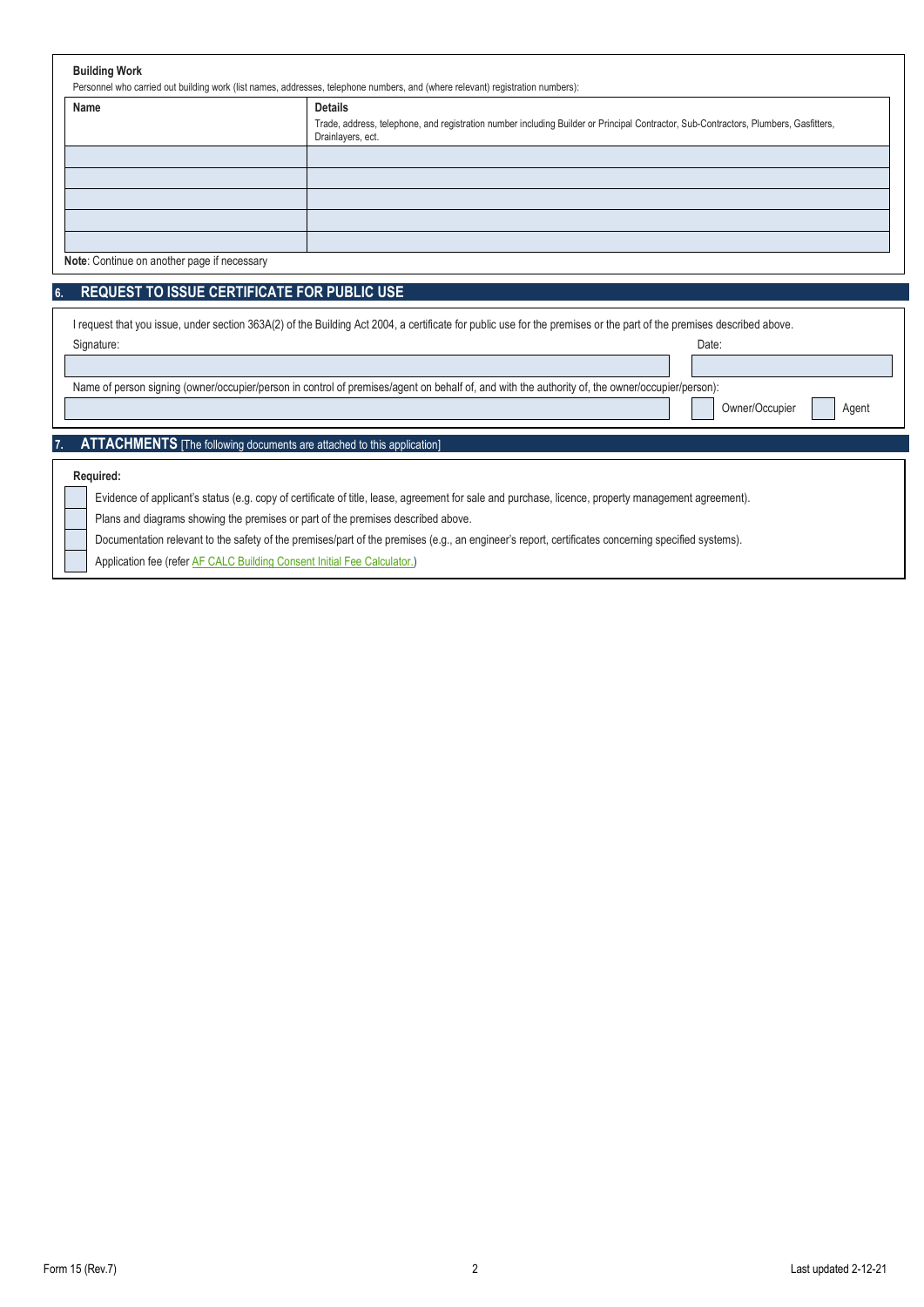**Building Work**

Personnel who carried out building work (list names, addresses, telephone numbers, and (where relevant) registration numbers):

| Name | Details<br>Trade, address, telephone, and registration number including Builder or Principal Contractor, Sub-Contractors, Plumbers, Gasfitters, Drainlayers, ect. |
|---|---|
| | |
| | |
| | |
| | |
| | |

**Note**: Continue on another page if necessary

## 6. REQUEST TO ISSUE CERTIFICATE FOR PUBLIC USE

I request that you issue, under section 363A(2) of the Building Act 2004, a certificate for public use for the premises or the part of the premises described above.

Signature: Date:

Name of person signing (owner/occupier/person in control of premises/agent on behalf of, and with the authority of, the owner/occupier/person):

☐ Owner/Occupier ☐ Agent

## 7. ATTACHMENTS [The following documents are attached to this application]

**Required:**

- ☐ Evidence of applicant's status (e.g. copy of certificate of title, lease, agreement for sale and purchase, licence, property management agreement).
- ☐ Plans and diagrams showing the premises or part of the premises described above.
- ☐ Documentation relevant to the safety of the premises/part of the premises (e.g., an engineer's report, certificates concerning specified systems).
- ☐ Application fee (refer AF CALC Building Consent Initial Fee Calculator.)

Form 15 (Rev.7) Last updated 2-12-21